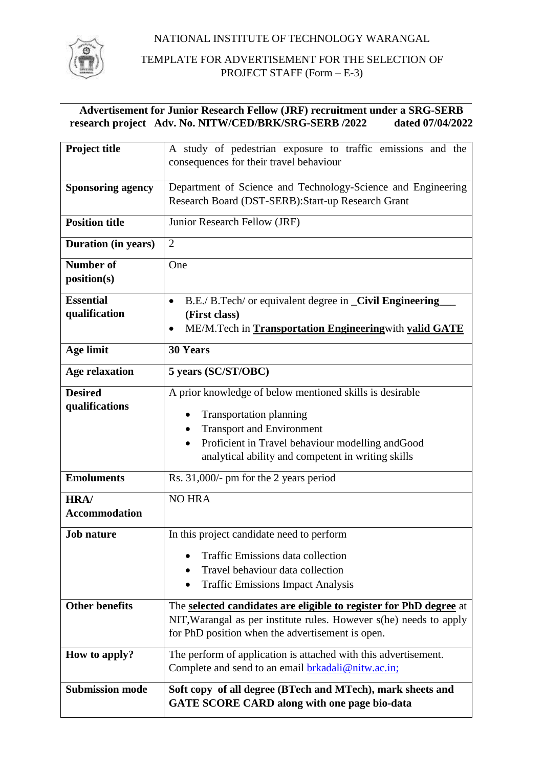NATIONAL INSTITUTE OF TECHNOLOGY WARANGAL

TEMPLATE FOR ADVERTISEMENT FOR THE SELECTION OF PROJECT STAFF (Form – E-3)

**Advertisement for Junior Research Fellow (JRF) recruitment under a SRG-SERB research project Adv. No. NITW/CED/BRK/SRG-SERB /2022 dated 07/04/2022**

| | |
|---|---|
| **Project title** | A study of pedestrian exposure to traffic emissions and the consequences for their travel behaviour |
| **Sponsoring agency** | Department of Science and Technology-Science and Engineering Research Board (DST-SERB):Start-up Research Grant |
| **Position title** | Junior Research Fellow (JRF) |
| **Duration (in years)** | 2 |
| **Number of position(s)** | One |
| **Essential qualification** | • B.E./ B.Tech/ or equivalent degree in _**Civil Engineering**___ **(First class)**<br>• ME/M.Tech in **Transportation Engineering**with **valid GATE** |
| **Age limit** | **30 Years** |
| **Age relaxation** | **5 years (SC/ST/OBC)** |
| **Desired qualifications** | A prior knowledge of below mentioned skills is desirable<br>• Transportation planning<br>• Transport and Environment<br>• Proficient in Travel behaviour modelling andGood analytical ability and competent in writing skills |
| **Emoluments** | Rs. 31,000/- pm for the 2 years period |
| **HRA/ Accommodation** | NO HRA |
| **Job nature** | In this project candidate need to perform<br>• Traffic Emissions data collection<br>• Travel behaviour data collection<br>• Traffic Emissions Impact Analysis |
| **Other benefits** | The **selected candidates are eligible to register for PhD degree** at NIT,Warangal as per institute rules. However s(he) needs to apply for PhD position when the advertisement is open. |
| **How to apply?** | The perform of application is attached with this advertisement. Complete and send to an email brkadali@nitw.ac.in; |
| **Submission mode** | **Soft copy of all degree (BTech and MTech), mark sheets and GATE SCORE CARD along with one page bio-data** |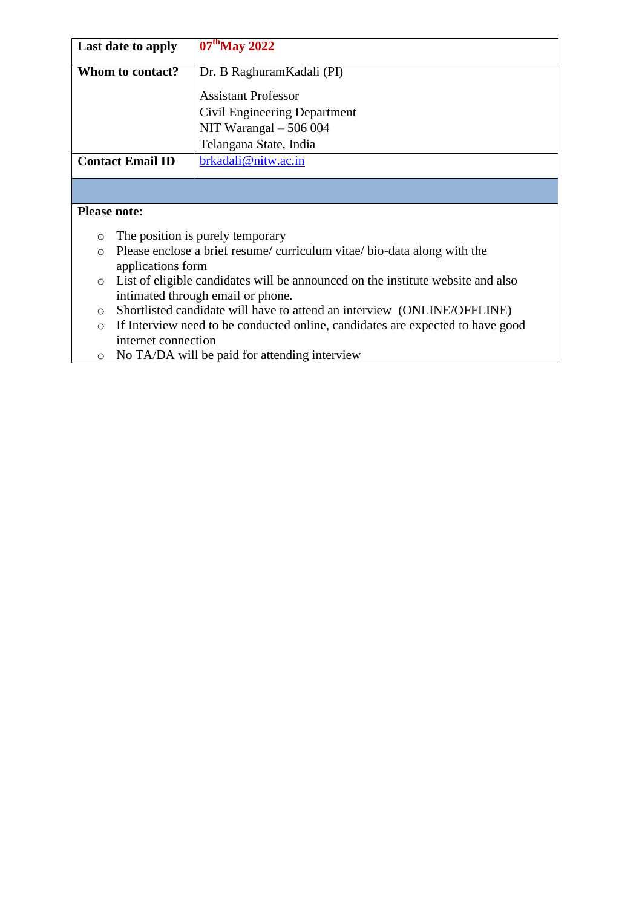| Last date to apply | 07th May 2022 |
|---|---|
| **Whom to contact?** | Dr. B RaghuramKadali (PI)<br><br>Assistant Professor<br>Civil Engineering Department<br>NIT Warangal – 506 004<br>Telangana State, India |
| **Contact Email ID** | brkadali@nitw.ac.in |

**Please note:**

- The position is purely temporary
- Please enclose a brief resume/ curriculum vitae/ bio-data along with the applications form
- List of eligible candidates will be announced on the institute website and also intimated through email or phone.
- Shortlisted candidate will have to attend an interview (ONLINE/OFFLINE)
- If Interview need to be conducted online, candidates are expected to have good internet connection
- No TA/DA will be paid for attending interview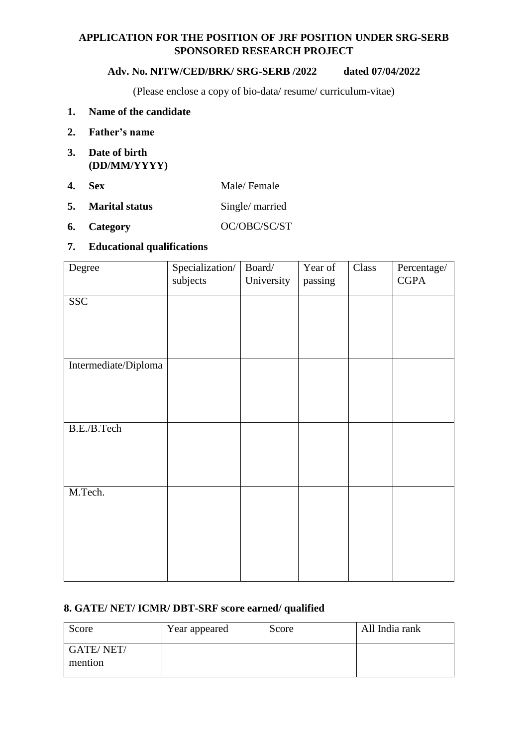**APPLICATION FOR THE POSITION OF JRF POSITION UNDER SRG-SERB SPONSORED RESEARCH PROJECT**

**Adv. No. NITW/CED/BRK/ SRG-SERB /2022 dated 07/04/2022**

(Please enclose a copy of bio-data/ resume/ curriculum-vitae)

1. **Name of the candidate**
2. **Father's name**
3. **Date of birth (DD/MM/YYYY)**
4. **Sex** Male/ Female
5. **Marital status** Single/ married
6. **Category** OC/OBC/SC/ST
7. **Educational qualifications**

| Degree | Specialization/ subjects | Board/ University | Year of passing | Class | Percentage/ CGPA |
|---|---|---|---|---|---|
| SSC | | | | | |
| Intermediate/Diploma | | | | | |
| B.E./B.Tech | | | | | |
| M.Tech. | | | | | |

**8. GATE/ NET/ ICMR/ DBT-SRF score earned/ qualified**

| Score | Year appeared | Score | All India rank |
|---|---|---|---|
| GATE/ NET/ mention | | | |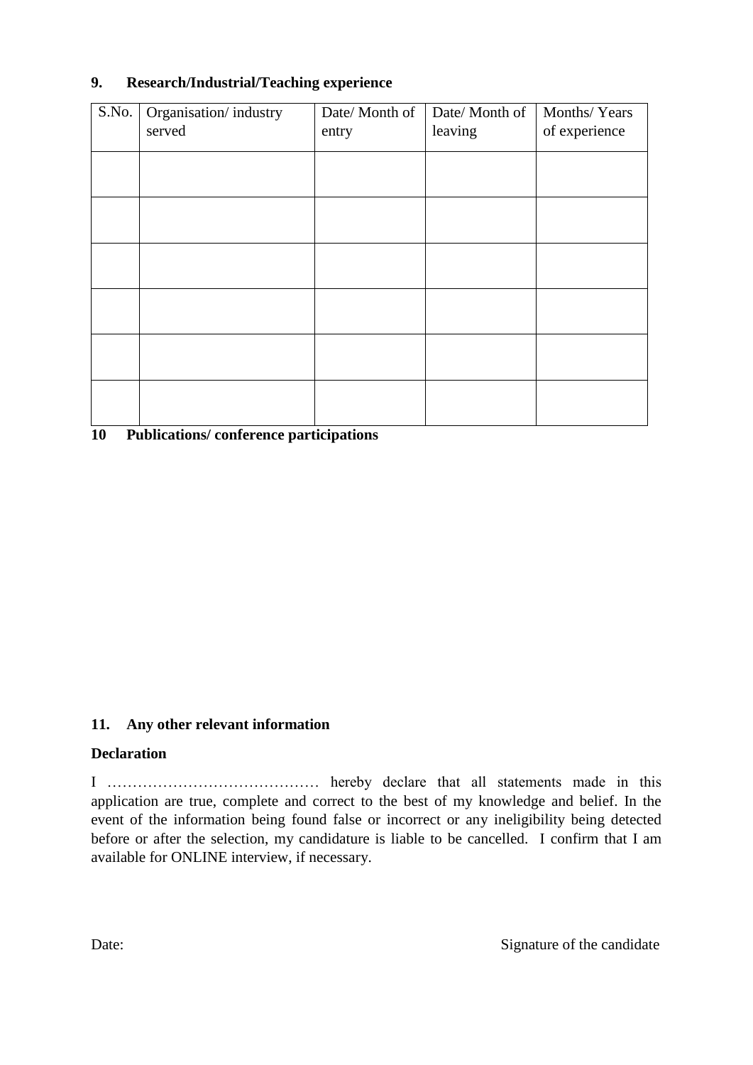**9. Research/Industrial/Teaching experience**

| S.No. | Organisation/ industry served | Date/ Month of entry | Date/ Month of leaving | Months/ Years of experience |
|---|---|---|---|---|
| | | | | |
| | | | | |
| | | | | |
| | | | | |
| | | | | |
| | | | | |

**10 Publications/ conference participations**

**11. Any other relevant information**

**Declaration**

I …………………………………… hereby declare that all statements made in this application are true, complete and correct to the best of my knowledge and belief. In the event of the information being found false or incorrect or any ineligibility being detected before or after the selection, my candidature is liable to be cancelled. I confirm that I am available for ONLINE interview, if necessary.

Date: Signature of the candidate